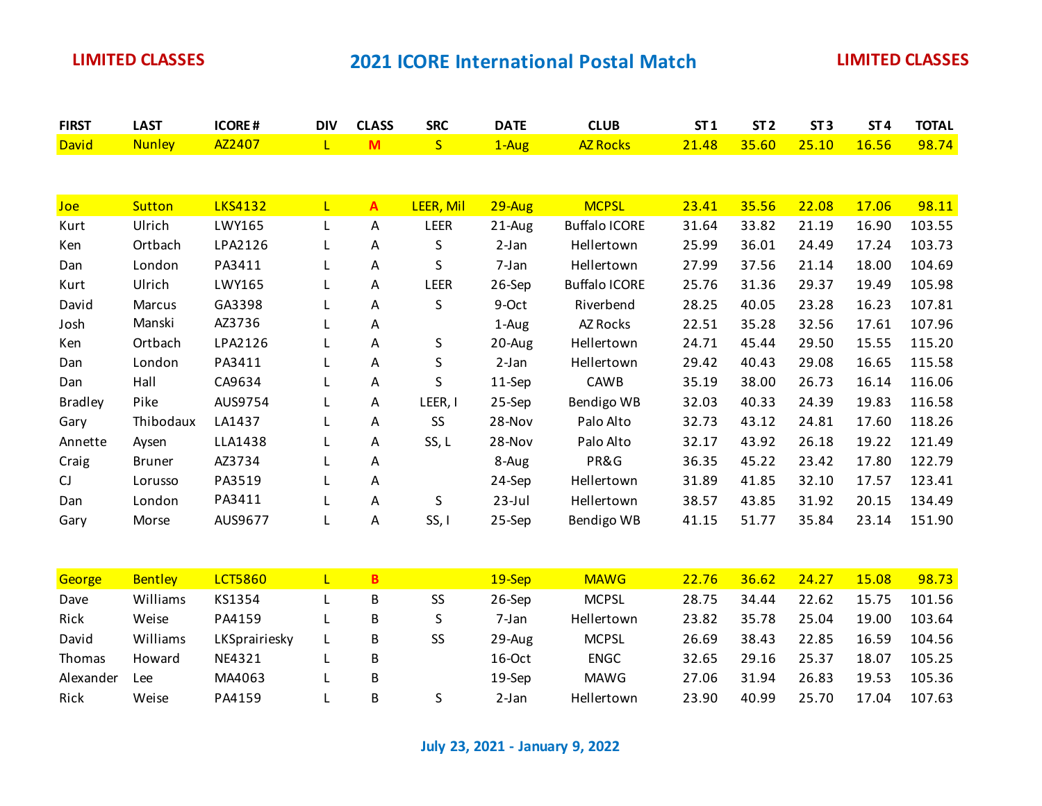**LIMITED CLASSES**

# 2021 ICORE International Postal Match

**LIMITED CLASSES**

| FIRST | LAST | ICORE # | DIV | CLASS | SRC | DATE | CLUB | ST 1 | ST 2 | ST 3 | ST 4 | TOTAL |
|---|---|---|---|---|---|---|---|---|---|---|---|---|
| David | Nunley | AZ2407 | L | M | S | 1-Aug | AZ Rocks | 21.48 | 35.60 | 25.10 | 16.56 | 98.74 |
| | | | | | | | | | | | | |
| Joe | Sutton | LKS4132 | L | A | LEER, Mil | 29-Aug | MCPSL | 23.41 | 35.56 | 22.08 | 17.06 | 98.11 |
| Kurt | Ulrich | LWY165 | L | A | LEER | 21-Aug | Buffalo ICORE | 31.64 | 33.82 | 21.19 | 16.90 | 103.55 |
| Ken | Ortbach | LPA2126 | L | A | S | 2-Jan | Hellertown | 25.99 | 36.01 | 24.49 | 17.24 | 103.73 |
| Dan | London | PA3411 | L | A | S | 7-Jan | Hellertown | 27.99 | 37.56 | 21.14 | 18.00 | 104.69 |
| Kurt | Ulrich | LWY165 | L | A | LEER | 26-Sep | Buffalo ICORE | 25.76 | 31.36 | 29.37 | 19.49 | 105.98 |
| David | Marcus | GA3398 | L | A | S | 9-Oct | Riverbend | 28.25 | 40.05 | 23.28 | 16.23 | 107.81 |
| Josh | Manski | AZ3736 | L | A | | 1-Aug | AZ Rocks | 22.51 | 35.28 | 32.56 | 17.61 | 107.96 |
| Ken | Ortbach | LPA2126 | L | A | S | 20-Aug | Hellertown | 24.71 | 45.44 | 29.50 | 15.55 | 115.20 |
| Dan | London | PA3411 | L | A | S | 2-Jan | Hellertown | 29.42 | 40.43 | 29.08 | 16.65 | 115.58 |
| Dan | Hall | CA9634 | L | A | S | 11-Sep | CAWB | 35.19 | 38.00 | 26.73 | 16.14 | 116.06 |
| Bradley | Pike | AUS9754 | L | A | LEER, I | 25-Sep | Bendigo WB | 32.03 | 40.33 | 24.39 | 19.83 | 116.58 |
| Gary | Thibodaux | LA1437 | L | A | SS | 28-Nov | Palo Alto | 32.73 | 43.12 | 24.81 | 17.60 | 118.26 |
| Annette | Aysen | LLA1438 | L | A | SS, L | 28-Nov | Palo Alto | 32.17 | 43.92 | 26.18 | 19.22 | 121.49 |
| Craig | Bruner | AZ3734 | L | A | | 8-Aug | PR&G | 36.35 | 45.22 | 23.42 | 17.80 | 122.79 |
| CJ | Lorusso | PA3519 | L | A | | 24-Sep | Hellertown | 31.89 | 41.85 | 32.10 | 17.57 | 123.41 |
| Dan | London | PA3411 | L | A | S | 23-Jul | Hellertown | 38.57 | 43.85 | 31.92 | 20.15 | 134.49 |
| Gary | Morse | AUS9677 | L | A | SS, I | 25-Sep | Bendigo WB | 41.15 | 51.77 | 35.84 | 23.14 | 151.90 |
| | | | | | | | | | | | | |
| George | Bentley | LCT5860 | L | B | | 19-Sep | MAWG | 22.76 | 36.62 | 24.27 | 15.08 | 98.73 |
| Dave | Williams | KS1354 | L | B | SS | 26-Sep | MCPSL | 28.75 | 34.44 | 22.62 | 15.75 | 101.56 |
| Rick | Weise | PA4159 | L | B | S | 7-Jan | Hellertown | 23.82 | 35.78 | 25.04 | 19.00 | 103.64 |
| David | Williams | LKSprairiesky | L | B | SS | 29-Aug | MCPSL | 26.69 | 38.43 | 22.85 | 16.59 | 104.56 |
| Thomas | Howard | NE4321 | L | B | | 16-Oct | ENGC | 32.65 | 29.16 | 25.37 | 18.07 | 105.25 |
| Alexander | Lee | MA4063 | L | B | | 19-Sep | MAWG | 27.06 | 31.94 | 26.83 | 19.53 | 105.36 |
| Rick | Weise | PA4159 | L | B | S | 2-Jan | Hellertown | 23.90 | 40.99 | 25.70 | 17.04 | 107.63 |

**July 23, 2021 - January 9, 2022**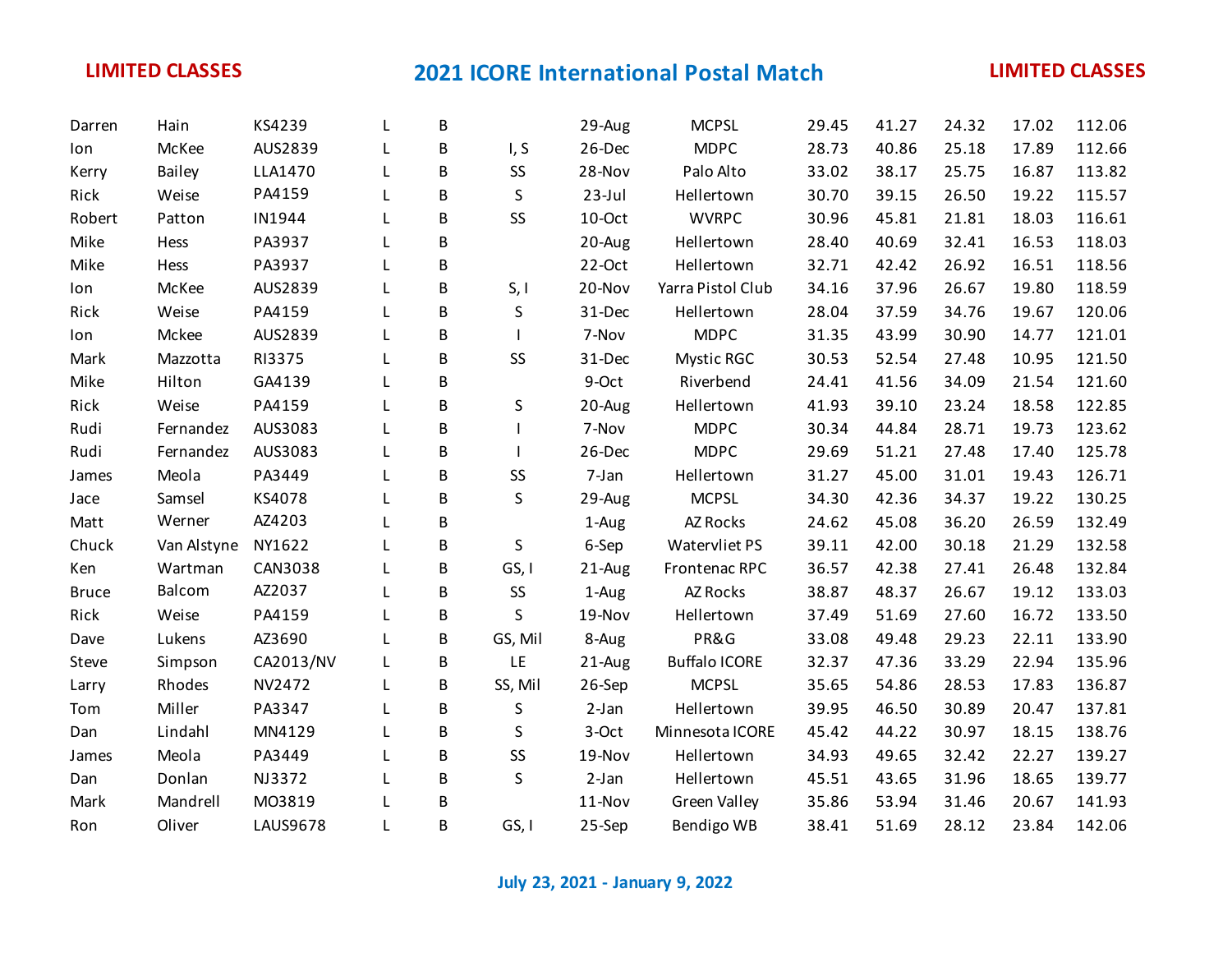**LIMITED CLASSES** | **2021 ICORE International Postal Match** | **LIMITED CLASSES**

| | | | | | | | | | | | | |
|---|---|---|---|---|---|---|---|---|---|---|---|---|
| Darren | Hain | KS4239 | L | B | | 29-Aug | MCPSL | 29.45 | 41.27 | 24.32 | 17.02 | 112.06 |
| Ion | McKee | AUS2839 | L | B | I, S | 26-Dec | MDPC | 28.73 | 40.86 | 25.18 | 17.89 | 112.66 |
| Kerry | Bailey | LLA1470 | L | B | SS | 28-Nov | Palo Alto | 33.02 | 38.17 | 25.75 | 16.87 | 113.82 |
| Rick | Weise | PA4159 | L | B | S | 23-Jul | Hellertown | 30.70 | 39.15 | 26.50 | 19.22 | 115.57 |
| Robert | Patton | IN1944 | L | B | SS | 10-Oct | WVRPC | 30.96 | 45.81 | 21.81 | 18.03 | 116.61 |
| Mike | Hess | PA3937 | L | B | | 20-Aug | Hellertown | 28.40 | 40.69 | 32.41 | 16.53 | 118.03 |
| Mike | Hess | PA3937 | L | B | | 22-Oct | Hellertown | 32.71 | 42.42 | 26.92 | 16.51 | 118.56 |
| Ion | McKee | AUS2839 | L | B | S, I | 20-Nov | Yarra Pistol Club | 34.16 | 37.96 | 26.67 | 19.80 | 118.59 |
| Rick | Weise | PA4159 | L | B | S | 31-Dec | Hellertown | 28.04 | 37.59 | 34.76 | 19.67 | 120.06 |
| Ion | Mckee | AUS2839 | L | B | I | 7-Nov | MDPC | 31.35 | 43.99 | 30.90 | 14.77 | 121.01 |
| Mark | Mazzotta | RI3375 | L | B | SS | 31-Dec | Mystic RGC | 30.53 | 52.54 | 27.48 | 10.95 | 121.50 |
| Mike | Hilton | GA4139 | L | B | | 9-Oct | Riverbend | 24.41 | 41.56 | 34.09 | 21.54 | 121.60 |
| Rick | Weise | PA4159 | L | B | S | 20-Aug | Hellertown | 41.93 | 39.10 | 23.24 | 18.58 | 122.85 |
| Rudi | Fernandez | AUS3083 | L | B | I | 7-Nov | MDPC | 30.34 | 44.84 | 28.71 | 19.73 | 123.62 |
| Rudi | Fernandez | AUS3083 | L | B | I | 26-Dec | MDPC | 29.69 | 51.21 | 27.48 | 17.40 | 125.78 |
| James | Meola | PA3449 | L | B | SS | 7-Jan | Hellertown | 31.27 | 45.00 | 31.01 | 19.43 | 126.71 |
| Jace | Samsel | KS4078 | L | B | S | 29-Aug | MCPSL | 34.30 | 42.36 | 34.37 | 19.22 | 130.25 |
| Matt | Werner | AZ4203 | L | B | | 1-Aug | AZ Rocks | 24.62 | 45.08 | 36.20 | 26.59 | 132.49 |
| Chuck | Van Alstyne | NY1622 | L | B | S | 6-Sep | Watervliet PS | 39.11 | 42.00 | 30.18 | 21.29 | 132.58 |
| Ken | Wartman | CAN3038 | L | B | GS, I | 21-Aug | Frontenac RPC | 36.57 | 42.38 | 27.41 | 26.48 | 132.84 |
| Bruce | Balcom | AZ2037 | L | B | SS | 1-Aug | AZ Rocks | 38.87 | 48.37 | 26.67 | 19.12 | 133.03 |
| Rick | Weise | PA4159 | L | B | S | 19-Nov | Hellertown | 37.49 | 51.69 | 27.60 | 16.72 | 133.50 |
| Dave | Lukens | AZ3690 | L | B | GS, Mil | 8-Aug | PR&G | 33.08 | 49.48 | 29.23 | 22.11 | 133.90 |
| Steve | Simpson | CA2013/NV | L | B | LE | 21-Aug | Buffalo ICORE | 32.37 | 47.36 | 33.29 | 22.94 | 135.96 |
| Larry | Rhodes | NV2472 | L | B | SS, Mil | 26-Sep | MCPSL | 35.65 | 54.86 | 28.53 | 17.83 | 136.87 |
| Tom | Miller | PA3347 | L | B | S | 2-Jan | Hellertown | 39.95 | 46.50 | 30.89 | 20.47 | 137.81 |
| Dan | Lindahl | MN4129 | L | B | S | 3-Oct | Minnesota ICORE | 45.42 | 44.22 | 30.97 | 18.15 | 138.76 |
| James | Meola | PA3449 | L | B | SS | 19-Nov | Hellertown | 34.93 | 49.65 | 32.42 | 22.27 | 139.27 |
| Dan | Donlan | NJ3372 | L | B | S | 2-Jan | Hellertown | 45.51 | 43.65 | 31.96 | 18.65 | 139.77 |
| Mark | Mandrell | MO3819 | L | B | | 11-Nov | Green Valley | 35.86 | 53.94 | 31.46 | 20.67 | 141.93 |
| Ron | Oliver | LAUS9678 | L | B | GS, I | 25-Sep | Bendigo WB | 38.41 | 51.69 | 28.12 | 23.84 | 142.06 |

**July 23, 2021 - January 9, 2022**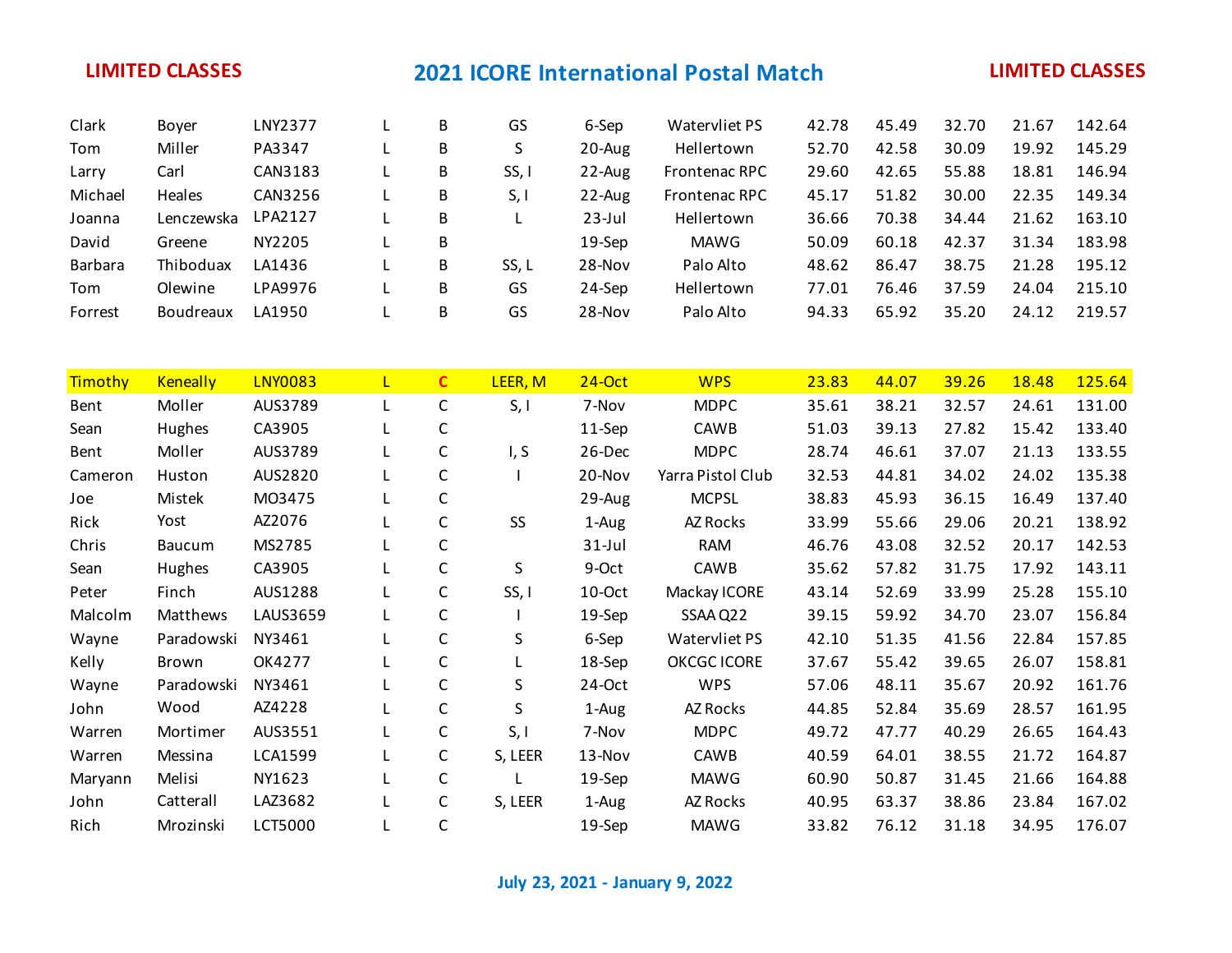**LIMITED CLASSES** — **2021 ICORE International Postal Match** — **LIMITED CLASSES**

| | | | | | | | | | | | | |
|---|---|---|---|---|---|---|---|---|---|---|---|---|
| Clark | Boyer | LNY2377 | L | B | GS | 6-Sep | Watervliet PS | 42.78 | 45.49 | 32.70 | 21.67 | 142.64 |
| Tom | Miller | PA3347 | L | B | S | 20-Aug | Hellertown | 52.70 | 42.58 | 30.09 | 19.92 | 145.29 |
| Larry | Carl | CAN3183 | L | B | SS, I | 22-Aug | Frontenac RPC | 29.60 | 42.65 | 55.88 | 18.81 | 146.94 |
| Michael | Heales | CAN3256 | L | B | S, I | 22-Aug | Frontenac RPC | 45.17 | 51.82 | 30.00 | 22.35 | 149.34 |
| Joanna | Lenczewska | LPA2127 | L | B | L | 23-Jul | Hellertown | 36.66 | 70.38 | 34.44 | 21.62 | 163.10 |
| David | Greene | NY2205 | L | B | | 19-Sep | MAWG | 50.09 | 60.18 | 42.37 | 31.34 | 183.98 |
| Barbara | Thiboduax | LA1436 | L | B | SS, L | 28-Nov | Palo Alto | 48.62 | 86.47 | 38.75 | 21.28 | 195.12 |
| Tom | Olewine | LPA9976 | L | B | GS | 24-Sep | Hellertown | 77.01 | 76.46 | 37.59 | 24.04 | 215.10 |
| Forrest | Boudreaux | LA1950 | L | B | GS | 28-Nov | Palo Alto | 94.33 | 65.92 | 35.20 | 24.12 | 219.57 |

| | | | | | | | | | | | | |
|---|---|---|---|---|---|---|---|---|---|---|---|---|
| Timothy | Keneally | LNY0083 | L | C | LEER, M | 24-Oct | WPS | 23.83 | 44.07 | 39.26 | 18.48 | 125.64 |
| Bent | Moller | AUS3789 | L | C | S, I | 7-Nov | MDPC | 35.61 | 38.21 | 32.57 | 24.61 | 131.00 |
| Sean | Hughes | CA3905 | L | C | | 11-Sep | CAWB | 51.03 | 39.13 | 27.82 | 15.42 | 133.40 |
| Bent | Moller | AUS3789 | L | C | I, S | 26-Dec | MDPC | 28.74 | 46.61 | 37.07 | 21.13 | 133.55 |
| Cameron | Huston | AUS2820 | L | C | I | 20-Nov | Yarra Pistol Club | 32.53 | 44.81 | 34.02 | 24.02 | 135.38 |
| Joe | Mistek | MO3475 | L | C | | 29-Aug | MCPSL | 38.83 | 45.93 | 36.15 | 16.49 | 137.40 |
| Rick | Yost | AZ2076 | L | C | SS | 1-Aug | AZ Rocks | 33.99 | 55.66 | 29.06 | 20.21 | 138.92 |
| Chris | Baucum | MS2785 | L | C | | 31-Jul | RAM | 46.76 | 43.08 | 32.52 | 20.17 | 142.53 |
| Sean | Hughes | CA3905 | L | C | S | 9-Oct | CAWB | 35.62 | 57.82 | 31.75 | 17.92 | 143.11 |
| Peter | Finch | AUS1288 | L | C | SS, I | 10-Oct | Mackay ICORE | 43.14 | 52.69 | 33.99 | 25.28 | 155.10 |
| Malcolm | Matthews | LAUS3659 | L | C | I | 19-Sep | SSAA Q22 | 39.15 | 59.92 | 34.70 | 23.07 | 156.84 |
| Wayne | Paradowski | NY3461 | L | C | S | 6-Sep | Watervliet PS | 42.10 | 51.35 | 41.56 | 22.84 | 157.85 |
| Kelly | Brown | OK4277 | L | C | L | 18-Sep | OKCGC ICORE | 37.67 | 55.42 | 39.65 | 26.07 | 158.81 |
| Wayne | Paradowski | NY3461 | L | C | S | 24-Oct | WPS | 57.06 | 48.11 | 35.67 | 20.92 | 161.76 |
| John | Wood | AZ4228 | L | C | S | 1-Aug | AZ Rocks | 44.85 | 52.84 | 35.69 | 28.57 | 161.95 |
| Warren | Mortimer | AUS3551 | L | C | S, I | 7-Nov | MDPC | 49.72 | 47.77 | 40.29 | 26.65 | 164.43 |
| Warren | Messina | LCA1599 | L | C | S, LEER | 13-Nov | CAWB | 40.59 | 64.01 | 38.55 | 21.72 | 164.87 |
| Maryann | Melisi | NY1623 | L | C | L | 19-Sep | MAWG | 60.90 | 50.87 | 31.45 | 21.66 | 164.88 |
| John | Catterall | LAZ3682 | L | C | S, LEER | 1-Aug | AZ Rocks | 40.95 | 63.37 | 38.86 | 23.84 | 167.02 |
| Rich | Mrozinski | LCT5000 | L | C | | 19-Sep | MAWG | 33.82 | 76.12 | 31.18 | 34.95 | 176.07 |

**July 23, 2021 - January 9, 2022**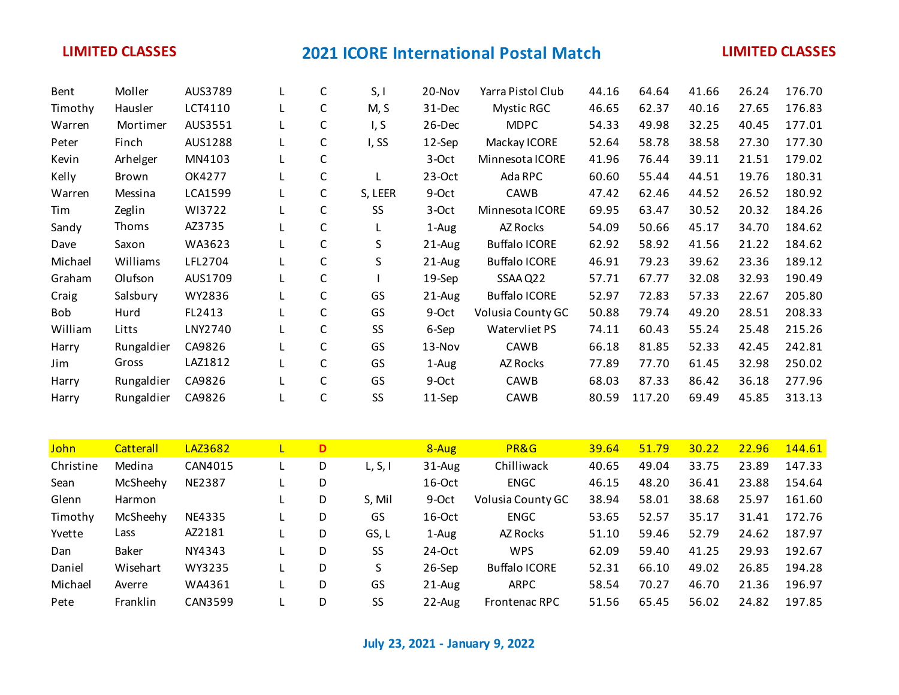**LIMITED CLASSES** — **2021 ICORE International Postal Match** — **LIMITED CLASSES**

| | | | | | | | | | | | | |
|---|---|---|---|---|---|---|---|---|---|---|---|---|
| Bent | Moller | AUS3789 | L | C | S, I | 20-Nov | Yarra Pistol Club | 44.16 | 64.64 | 41.66 | 26.24 | 176.70 |
| Timothy | Hausler | LCT4110 | L | C | M, S | 31-Dec | Mystic RGC | 46.65 | 62.37 | 40.16 | 27.65 | 176.83 |
| Warren | Mortimer | AUS3551 | L | C | I, S | 26-Dec | MDPC | 54.33 | 49.98 | 32.25 | 40.45 | 177.01 |
| Peter | Finch | AUS1288 | L | C | I, SS | 12-Sep | Mackay ICORE | 52.64 | 58.78 | 38.58 | 27.30 | 177.30 |
| Kevin | Arhelger | MN4103 | L | C | | 3-Oct | Minnesota ICORE | 41.96 | 76.44 | 39.11 | 21.51 | 179.02 |
| Kelly | Brown | OK4277 | L | C | L | 23-Oct | Ada RPC | 60.60 | 55.44 | 44.51 | 19.76 | 180.31 |
| Warren | Messina | LCA1599 | L | C | S, LEER | 9-Oct | CAWB | 47.42 | 62.46 | 44.52 | 26.52 | 180.92 |
| Tim | Zeglin | WI3722 | L | C | SS | 3-Oct | Minnesota ICORE | 69.95 | 63.47 | 30.52 | 20.32 | 184.26 |
| Sandy | Thoms | AZ3735 | L | C | L | 1-Aug | AZ Rocks | 54.09 | 50.66 | 45.17 | 34.70 | 184.62 |
| Dave | Saxon | WA3623 | L | C | S | 21-Aug | Buffalo ICORE | 62.92 | 58.92 | 41.56 | 21.22 | 184.62 |
| Michael | Williams | LFL2704 | L | C | S | 21-Aug | Buffalo ICORE | 46.91 | 79.23 | 39.62 | 23.36 | 189.12 |
| Graham | Olufson | AUS1709 | L | C | I | 19-Sep | SSAA Q22 | 57.71 | 67.77 | 32.08 | 32.93 | 190.49 |
| Craig | Salsbury | WY2836 | L | C | GS | 21-Aug | Buffalo ICORE | 52.97 | 72.83 | 57.33 | 22.67 | 205.80 |
| Bob | Hurd | FL2413 | L | C | GS | 9-Oct | Volusia County GC | 50.88 | 79.74 | 49.20 | 28.51 | 208.33 |
| William | Litts | LNY2740 | L | C | SS | 6-Sep | Watervliet PS | 74.11 | 60.43 | 55.24 | 25.48 | 215.26 |
| Harry | Rungaldier | CA9826 | L | C | GS | 13-Nov | CAWB | 66.18 | 81.85 | 52.33 | 42.45 | 242.81 |
| Jim | Gross | LAZ1812 | L | C | GS | 1-Aug | AZ Rocks | 77.89 | 77.70 | 61.45 | 32.98 | 250.02 |
| Harry | Rungaldier | CA9826 | L | C | GS | 9-Oct | CAWB | 68.03 | 87.33 | 86.42 | 36.18 | 277.96 |
| Harry | Rungaldier | CA9826 | L | C | SS | 11-Sep | CAWB | 80.59 | 117.20 | 69.49 | 45.85 | 313.13 |
| | | | | | | | | | | | | |
| John | Catterall | LAZ3682 | L | D | | 8-Aug | PR&G | 39.64 | 51.79 | 30.22 | 22.96 | 144.61 |
| Christine | Medina | CAN4015 | L | D | L, S, I | 31-Aug | Chilliwack | 40.65 | 49.04 | 33.75 | 23.89 | 147.33 |
| Sean | McSheehy | NE2387 | L | D | | 16-Oct | ENGC | 46.15 | 48.20 | 36.41 | 23.88 | 154.64 |
| Glenn | Harmon | | L | D | S, Mil | 9-Oct | Volusia County GC | 38.94 | 58.01 | 38.68 | 25.97 | 161.60 |
| Timothy | McSheehy | NE4335 | L | D | GS | 16-Oct | ENGC | 53.65 | 52.57 | 35.17 | 31.41 | 172.76 |
| Yvette | Lass | AZ2181 | L | D | GS, L | 1-Aug | AZ Rocks | 51.10 | 59.46 | 52.79 | 24.62 | 187.97 |
| Dan | Baker | NY4343 | L | D | SS | 24-Oct | WPS | 62.09 | 59.40 | 41.25 | 29.93 | 192.67 |
| Daniel | Wisehart | WY3235 | L | D | S | 26-Sep | Buffalo ICORE | 52.31 | 66.10 | 49.02 | 26.85 | 194.28 |
| Michael | Averre | WA4361 | L | D | GS | 21-Aug | ARPC | 58.54 | 70.27 | 46.70 | 21.36 | 196.97 |
| Pete | Franklin | CAN3599 | L | D | SS | 22-Aug | Frontenac RPC | 51.56 | 65.45 | 56.02 | 24.82 | 197.85 |

**July 23, 2021 - January 9, 2022**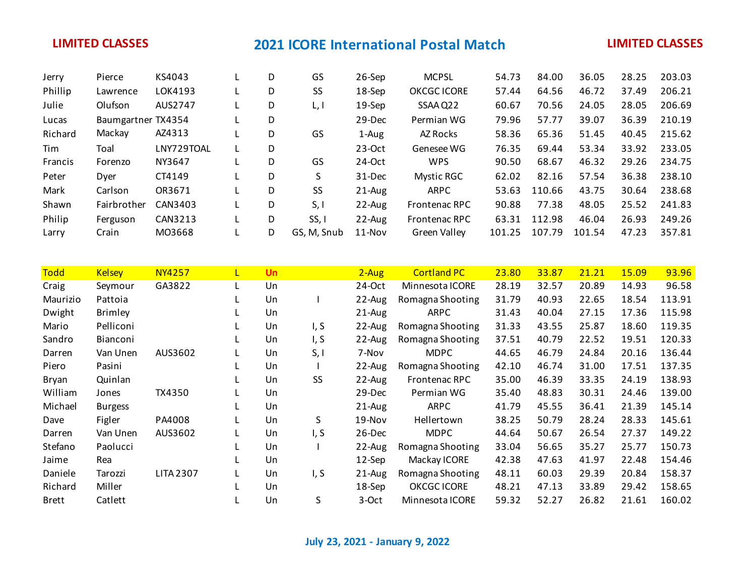**LIMITED CLASSES**

# 2021 ICORE International Postal Match

**LIMITED CLASSES**

| | | | | | | | | | | | | |
|---|---|---|---|---|---|---|---|---|---|---|---|---|
| Jerry | Pierce | KS4043 | L | D | GS | 26-Sep | MCPSL | 54.73 | 84.00 | 36.05 | 28.25 | 203.03 |
| Phillip | Lawrence | LOK4193 | L | D | SS | 18-Sep | OKCGC ICORE | 57.44 | 64.56 | 46.72 | 37.49 | 206.21 |
| Julie | Olufson | AUS2747 | L | D | L, I | 19-Sep | SSAA Q22 | 60.67 | 70.56 | 24.05 | 28.05 | 206.69 |
| Lucas | Baumgartner | TX4354 | L | D | | 29-Dec | Permian WG | 79.96 | 57.77 | 39.07 | 36.39 | 210.19 |
| Richard | Mackay | AZ4313 | L | D | GS | 1-Aug | AZ Rocks | 58.36 | 65.36 | 51.45 | 40.45 | 215.62 |
| Tim | Toal | LNY729TOAL | L | D | | 23-Oct | Genesee WG | 76.35 | 69.44 | 53.34 | 33.92 | 233.05 |
| Francis | Forenzo | NY3647 | L | D | GS | 24-Oct | WPS | 90.50 | 68.67 | 46.32 | 29.26 | 234.75 |
| Peter | Dyer | CT4149 | L | D | S | 31-Dec | Mystic RGC | 62.02 | 82.16 | 57.54 | 36.38 | 238.10 |
| Mark | Carlson | OR3671 | L | D | SS | 21-Aug | ARPC | 53.63 | 110.66 | 43.75 | 30.64 | 238.68 |
| Shawn | Fairbrother | CAN3403 | L | D | S, I | 22-Aug | Frontenac RPC | 90.88 | 77.38 | 48.05 | 25.52 | 241.83 |
| Philip | Ferguson | CAN3213 | L | D | SS, I | 22-Aug | Frontenac RPC | 63.31 | 112.98 | 46.04 | 26.93 | 249.26 |
| Larry | Crain | MO3668 | L | D | GS, M, Snub | 11-Nov | Green Valley | 101.25 | 107.79 | 101.54 | 47.23 | 357.81 |
| | | | | | | | | | | | | |
| Todd | Kelsey | NY4257 | L | Un | | 2-Aug | Cortland PC | 23.80 | 33.87 | 21.21 | 15.09 | 93.96 |
| Craig | Seymour | GA3822 | L | Un | | 24-Oct | Minnesota ICORE | 28.19 | 32.57 | 20.89 | 14.93 | 96.58 |
| Maurizio | Pattoia | | L | Un | I | 22-Aug | Romagna Shooting | 31.79 | 40.93 | 22.65 | 18.54 | 113.91 |
| Dwight | Brimley | | L | Un | | 21-Aug | ARPC | 31.43 | 40.04 | 27.15 | 17.36 | 115.98 |
| Mario | Pelliconi | | L | Un | I, S | 22-Aug | Romagna Shooting | 31.33 | 43.55 | 25.87 | 18.60 | 119.35 |
| Sandro | Bianconi | | L | Un | I, S | 22-Aug | Romagna Shooting | 37.51 | 40.79 | 22.52 | 19.51 | 120.33 |
| Darren | Van Unen | AUS3602 | L | Un | S, I | 7-Nov | MDPC | 44.65 | 46.79 | 24.84 | 20.16 | 136.44 |
| Piero | Pasini | | L | Un | I | 22-Aug | Romagna Shooting | 42.10 | 46.74 | 31.00 | 17.51 | 137.35 |
| Bryan | Quinlan | | L | Un | SS | 22-Aug | Frontenac RPC | 35.00 | 46.39 | 33.35 | 24.19 | 138.93 |
| William | Jones | TX4350 | L | Un | | 29-Dec | Permian WG | 35.40 | 48.83 | 30.31 | 24.46 | 139.00 |
| Michael | Burgess | | L | Un | | 21-Aug | ARPC | 41.79 | 45.55 | 36.41 | 21.39 | 145.14 |
| Dave | Figler | PA4008 | L | Un | S | 19-Nov | Hellertown | 38.25 | 50.79 | 28.24 | 28.33 | 145.61 |
| Darren | Van Unen | AUS3602 | L | Un | I, S | 26-Dec | MDPC | 44.64 | 50.67 | 26.54 | 27.37 | 149.22 |
| Stefano | Paolucci | | L | Un | I | 22-Aug | Romagna Shooting | 33.04 | 56.65 | 35.27 | 25.77 | 150.73 |
| Jaime | Rea | | L | Un | | 12-Sep | Mackay ICORE | 42.38 | 47.63 | 41.97 | 22.48 | 154.46 |
| Daniele | Tarozzi | LITA 2307 | L | Un | I, S | 21-Aug | Romagna Shooting | 48.11 | 60.03 | 29.39 | 20.84 | 158.37 |
| Richard | Miller | | L | Un | | 18-Sep | OKCGC ICORE | 48.21 | 47.13 | 33.89 | 29.42 | 158.65 |
| Brett | Catlett | | L | Un | S | 3-Oct | Minnesota ICORE | 59.32 | 52.27 | 26.82 | 21.61 | 160.02 |

**July 23, 2021 - January 9, 2022**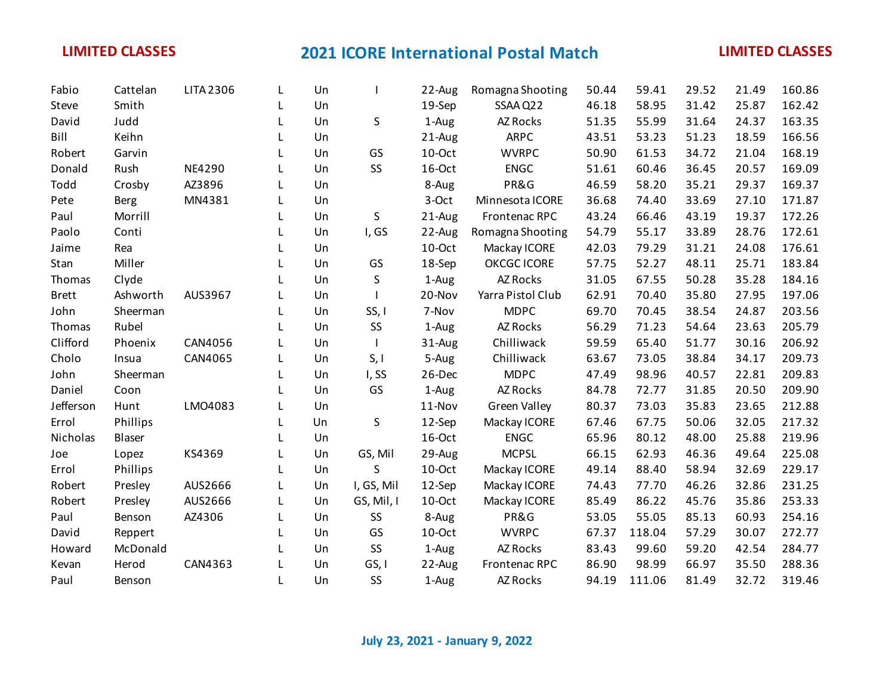**LIMITED CLASSES**

# 2021 ICORE International Postal Match

**LIMITED CLASSES**

| | | | | | | | | | | | | |
|---|---|---|---|---|---|---|---|---|---|---|---|---|
| Fabio | Cattelan | LITA 2306 | L | Un | I | 22-Aug | Romagna Shooting | 50.44 | 59.41 | 29.52 | 21.49 | 160.86 |
| Steve | Smith | | L | Un | | 19-Sep | SSAA Q22 | 46.18 | 58.95 | 31.42 | 25.87 | 162.42 |
| David | Judd | | L | Un | S | 1-Aug | AZ Rocks | 51.35 | 55.99 | 31.64 | 24.37 | 163.35 |
| Bill | Keihn | | L | Un | | 21-Aug | ARPC | 43.51 | 53.23 | 51.23 | 18.59 | 166.56 |
| Robert | Garvin | | L | Un | GS | 10-Oct | WVRPC | 50.90 | 61.53 | 34.72 | 21.04 | 168.19 |
| Donald | Rush | NE4290 | L | Un | SS | 16-Oct | ENGC | 51.61 | 60.46 | 36.45 | 20.57 | 169.09 |
| Todd | Crosby | AZ3896 | L | Un | | 8-Aug | PR&G | 46.59 | 58.20 | 35.21 | 29.37 | 169.37 |
| Pete | Berg | MN4381 | L | Un | | 3-Oct | Minnesota ICORE | 36.68 | 74.40 | 33.69 | 27.10 | 171.87 |
| Paul | Morrill | | L | Un | S | 21-Aug | Frontenac RPC | 43.24 | 66.46 | 43.19 | 19.37 | 172.26 |
| Paolo | Conti | | L | Un | I, GS | 22-Aug | Romagna Shooting | 54.79 | 55.17 | 33.89 | 28.76 | 172.61 |
| Jaime | Rea | | L | Un | | 10-Oct | Mackay ICORE | 42.03 | 79.29 | 31.21 | 24.08 | 176.61 |
| Stan | Miller | | L | Un | GS | 18-Sep | OKCGC ICORE | 57.75 | 52.27 | 48.11 | 25.71 | 183.84 |
| Thomas | Clyde | | L | Un | S | 1-Aug | AZ Rocks | 31.05 | 67.55 | 50.28 | 35.28 | 184.16 |
| Brett | Ashworth | AUS3967 | L | Un | I | 20-Nov | Yarra Pistol Club | 62.91 | 70.40 | 35.80 | 27.95 | 197.06 |
| John | Sheerman | | L | Un | SS, I | 7-Nov | MDPC | 69.70 | 70.45 | 38.54 | 24.87 | 203.56 |
| Thomas | Rubel | | L | Un | SS | 1-Aug | AZ Rocks | 56.29 | 71.23 | 54.64 | 23.63 | 205.79 |
| Clifford | Phoenix | CAN4056 | L | Un | I | 31-Aug | Chilliwack | 59.59 | 65.40 | 51.77 | 30.16 | 206.92 |
| Cholo | Insua | CAN4065 | L | Un | S, I | 5-Aug | Chilliwack | 63.67 | 73.05 | 38.84 | 34.17 | 209.73 |
| John | Sheerman | | L | Un | I, SS | 26-Dec | MDPC | 47.49 | 98.96 | 40.57 | 22.81 | 209.83 |
| Daniel | Coon | | L | Un | GS | 1-Aug | AZ Rocks | 84.78 | 72.77 | 31.85 | 20.50 | 209.90 |
| Jefferson | Hunt | LMO4083 | L | Un | | 11-Nov | Green Valley | 80.37 | 73.03 | 35.83 | 23.65 | 212.88 |
| Errol | Phillips | | L | Un | S | 12-Sep | Mackay ICORE | 67.46 | 67.75 | 50.06 | 32.05 | 217.32 |
| Nicholas | Blaser | | L | Un | | 16-Oct | ENGC | 65.96 | 80.12 | 48.00 | 25.88 | 219.96 |
| Joe | Lopez | KS4369 | L | Un | GS, Mil | 29-Aug | MCPSL | 66.15 | 62.93 | 46.36 | 49.64 | 225.08 |
| Errol | Phillips | | L | Un | S | 10-Oct | Mackay ICORE | 49.14 | 88.40 | 58.94 | 32.69 | 229.17 |
| Robert | Presley | AUS2666 | L | Un | I, GS, Mil | 12-Sep | Mackay ICORE | 74.43 | 77.70 | 46.26 | 32.86 | 231.25 |
| Robert | Presley | AUS2666 | L | Un | GS, Mil, I | 10-Oct | Mackay ICORE | 85.49 | 86.22 | 45.76 | 35.86 | 253.33 |
| Paul | Benson | AZ4306 | L | Un | SS | 8-Aug | PR&G | 53.05 | 55.05 | 85.13 | 60.93 | 254.16 |
| David | Reppert | | L | Un | GS | 10-Oct | WVRPC | 67.37 | 118.04 | 57.29 | 30.07 | 272.77 |
| Howard | McDonald | | L | Un | SS | 1-Aug | AZ Rocks | 83.43 | 99.60 | 59.20 | 42.54 | 284.77 |
| Kevan | Herod | CAN4363 | L | Un | GS, I | 22-Aug | Frontenac RPC | 86.90 | 98.99 | 66.97 | 35.50 | 288.36 |
| Paul | Benson | | L | Un | SS | 1-Aug | AZ Rocks | 94.19 | 111.06 | 81.49 | 32.72 | 319.46 |

**July 23, 2021 - January 9, 2022**